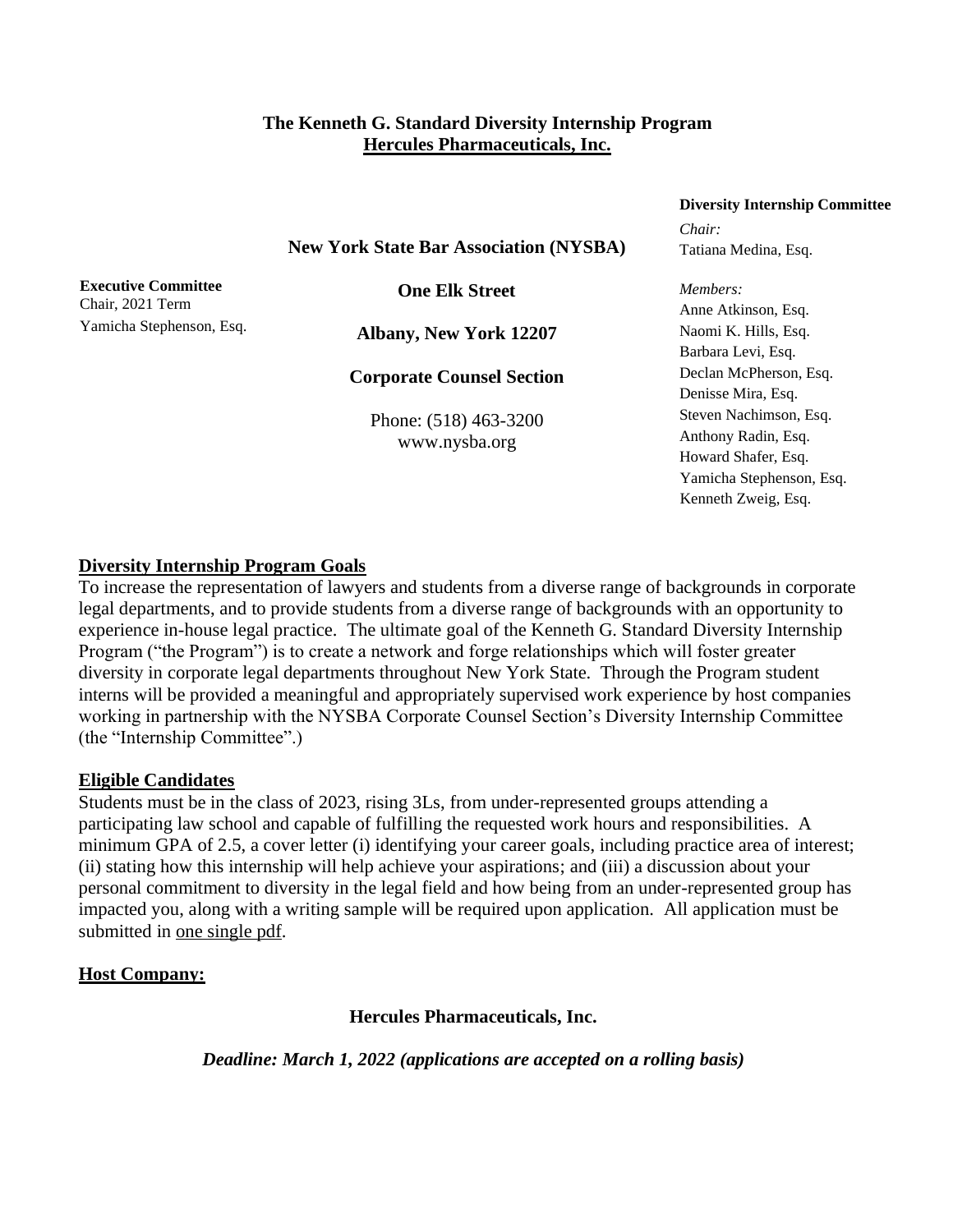**The Kenneth G. Standard Diversity Internship Program**
**Hercules Pharmaceuticals, Inc.**

**New York State Bar Association (NYSBA)**

**One Elk Street**

**Albany, New York 12207**

**Corporate Counsel Section**

Phone: (518) 463-3200
www.nysba.org

**Executive Committee**
Chair, 2021 Term
Yamicha Stephenson, Esq.

**Diversity Internship Committee**

*Chair:*
Tatiana Medina, Esq.

*Members:*
Anne Atkinson, Esq.
Naomi K. Hills, Esq.
Barbara Levi, Esq.
Declan McPherson, Esq.
Denisse Mira, Esq.
Steven Nachimson, Esq.
Anthony Radin, Esq.
Howard Shafer, Esq.
Yamicha Stephenson, Esq.
Kenneth Zweig, Esq.

## Diversity Internship Program Goals

To increase the representation of lawyers and students from a diverse range of backgrounds in corporate legal departments, and to provide students from a diverse range of backgrounds with an opportunity to experience in-house legal practice. The ultimate goal of the Kenneth G. Standard Diversity Internship Program ("the Program") is to create a network and forge relationships which will foster greater diversity in corporate legal departments throughout New York State. Through the Program student interns will be provided a meaningful and appropriately supervised work experience by host companies working in partnership with the NYSBA Corporate Counsel Section's Diversity Internship Committee (the "Internship Committee".)

## Eligible Candidates

Students must be in the class of 2023, rising 3Ls, from under-represented groups attending a participating law school and capable of fulfilling the requested work hours and responsibilities. A minimum GPA of 2.5, a cover letter (i) identifying your career goals, including practice area of interest; (ii) stating how this internship will help achieve your aspirations; and (iii) a discussion about your personal commitment to diversity in the legal field and how being from an under-represented group has impacted you, along with a writing sample will be required upon application. All application must be submitted in one single pdf.

## Host Company:

**Hercules Pharmaceuticals, Inc.**

***Deadline: March 1, 2022 (applications are accepted on a rolling basis)***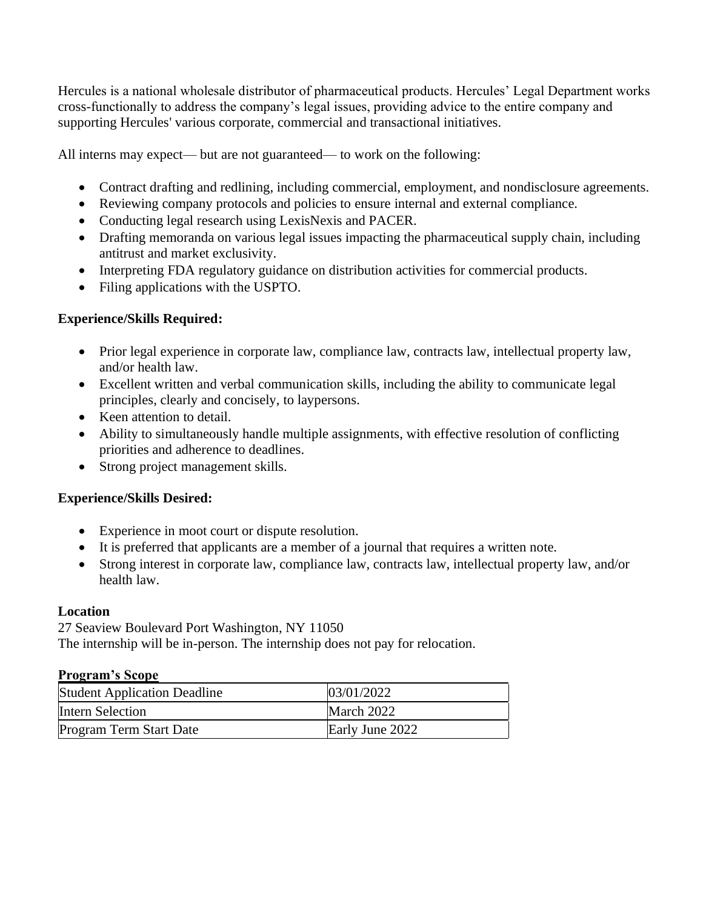Hercules is a national wholesale distributor of pharmaceutical products. Hercules' Legal Department works cross-functionally to address the company's legal issues, providing advice to the entire company and supporting Hercules' various corporate, commercial and transactional initiatives.

All interns may expect— but are not guaranteed— to work on the following:

- Contract drafting and redlining, including commercial, employment, and nondisclosure agreements.
- Reviewing company protocols and policies to ensure internal and external compliance.
- Conducting legal research using LexisNexis and PACER.
- Drafting memoranda on various legal issues impacting the pharmaceutical supply chain, including antitrust and market exclusivity.
- Interpreting FDA regulatory guidance on distribution activities for commercial products.
- Filing applications with the USPTO.

**Experience/Skills Required:**

- Prior legal experience in corporate law, compliance law, contracts law, intellectual property law, and/or health law.
- Excellent written and verbal communication skills, including the ability to communicate legal principles, clearly and concisely, to laypersons.
- Keen attention to detail.
- Ability to simultaneously handle multiple assignments, with effective resolution of conflicting priorities and adherence to deadlines.
- Strong project management skills.

**Experience/Skills Desired:**

- Experience in moot court or dispute resolution.
- It is preferred that applicants are a member of a journal that requires a written note.
- Strong interest in corporate law, compliance law, contracts law, intellectual property law, and/or health law.

**Location**

27 Seaview Boulevard Port Washington, NY 11050
The internship will be in-person. The internship does not pay for relocation.

**Program's Scope**

| Student Application Deadline | 03/01/2022 |
|---|---|
| Intern Selection | March 2022 |
| Program Term Start Date | Early June 2022 |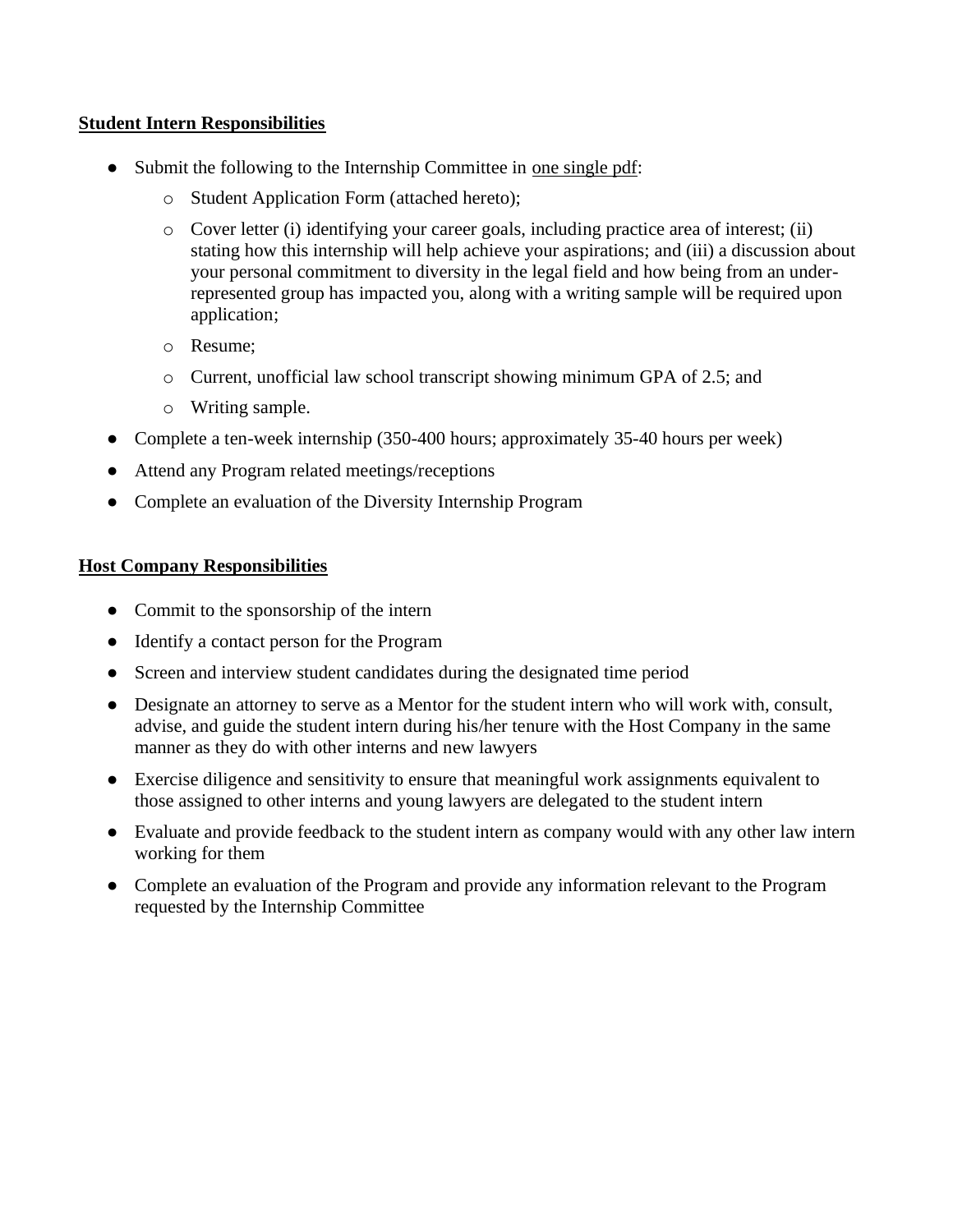**Student Intern Responsibilities**

- Submit the following to the Internship Committee in one single pdf:
  - Student Application Form (attached hereto);
  - Cover letter (i) identifying your career goals, including practice area of interest; (ii) stating how this internship will help achieve your aspirations; and (iii) a discussion about your personal commitment to diversity in the legal field and how being from an under-represented group has impacted you, along with a writing sample will be required upon application;
  - Resume;
  - Current, unofficial law school transcript showing minimum GPA of 2.5; and
  - Writing sample.
- Complete a ten-week internship (350-400 hours; approximately 35-40 hours per week)
- Attend any Program related meetings/receptions
- Complete an evaluation of the Diversity Internship Program

**Host Company Responsibilities**

- Commit to the sponsorship of the intern
- Identify a contact person for the Program
- Screen and interview student candidates during the designated time period
- Designate an attorney to serve as a Mentor for the student intern who will work with, consult, advise, and guide the student intern during his/her tenure with the Host Company in the same manner as they do with other interns and new lawyers
- Exercise diligence and sensitivity to ensure that meaningful work assignments equivalent to those assigned to other interns and young lawyers are delegated to the student intern
- Evaluate and provide feedback to the student intern as company would with any other law intern working for them
- Complete an evaluation of the Program and provide any information relevant to the Program requested by the Internship Committee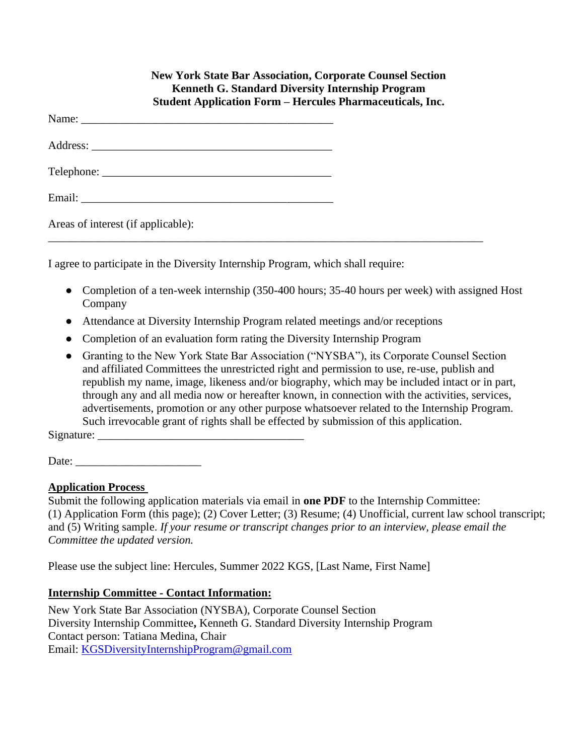**New York State Bar Association, Corporate Counsel Section**
**Kenneth G. Standard Diversity Internship Program**
**Student Application Form – Hercules Pharmaceuticals, Inc.**

Name: _____________________________________________

Address: ___________________________________________

Telephone: _________________________________________

Email: _____________________________________________

Areas of interest (if applicable):
_____________________________________________________________________________

I agree to participate in the Diversity Internship Program, which shall require:

- Completion of a ten-week internship (350-400 hours; 35-40 hours per week) with assigned Host Company
- Attendance at Diversity Internship Program related meetings and/or receptions
- Completion of an evaluation form rating the Diversity Internship Program
- Granting to the New York State Bar Association ("NYSBA"), its Corporate Counsel Section and affiliated Committees the unrestricted right and permission to use, re-use, publish and republish my name, image, likeness and/or biography, which may be included intact or in part, through any and all media now or hereafter known, in connection with the activities, services, advertisements, promotion or any other purpose whatsoever related to the Internship Program. Such irrevocable grant of rights shall be effected by submission of this application.

Signature: ____________________________________

Date: ______________________

## Application Process

Submit the following application materials via email in **one PDF** to the Internship Committee: (1) Application Form (this page); (2) Cover Letter; (3) Resume; (4) Unofficial, current law school transcript; and (5) Writing sample. *If your resume or transcript changes prior to an interview, please email the Committee the updated version.*

Please use the subject line: Hercules, Summer 2022 KGS, [Last Name, First Name]

## Internship Committee - Contact Information:

New York State Bar Association (NYSBA), Corporate Counsel Section
Diversity Internship Committee**,** Kenneth G. Standard Diversity Internship Program
Contact person: Tatiana Medina, Chair
Email: KGSDiversityInternshipProgram@gmail.com